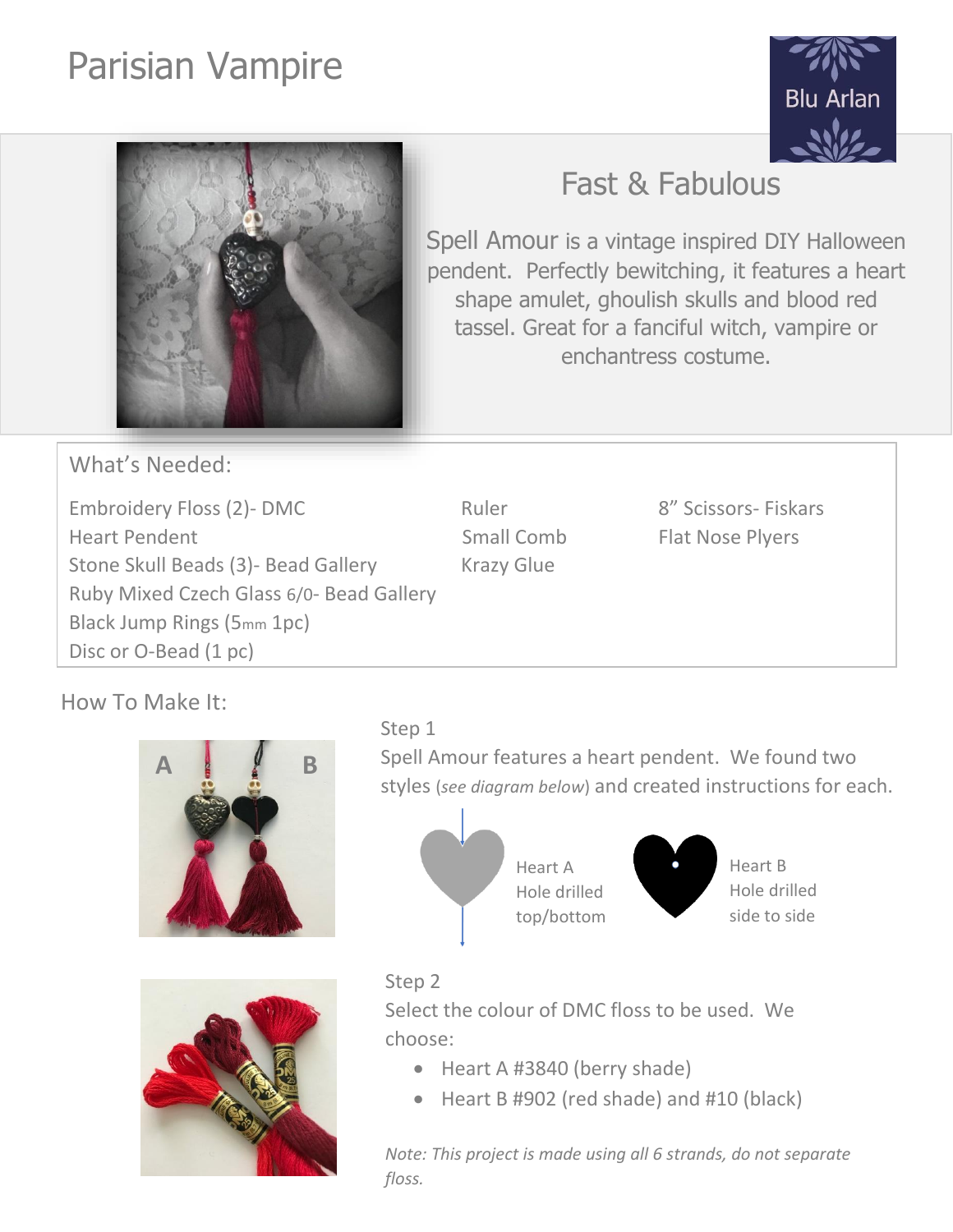# Parisian Vampire

Blu Arlan

## Fast & Fabulous

Spell Amour is a vintage inspired DIY Halloween pendent. Perfectly bewitching, it features a heart shape amulet, ghoulish skulls and blood red tassel. Great for a fanciful witch, vampire or enchantress costume.

### What's Needed:

| | | |
|---|---|---|
| Embroidery Floss (2)- DMC | Ruler | 8" Scissors- Fiskars |
| Heart Pendent | Small Comb | Flat Nose Plyers |
| Stone Skull Beads (3)- Bead Gallery | Krazy Glue | |
| Ruby Mixed Czech Glass 6/0- Bead Gallery | | |
| Black Jump Rings (5mm 1pc) | | |
| Disc or O-Bead (1 pc) | | |

### How To Make It:

A B

Step 1

Spell Amour features a heart pendent. We found two styles (*see diagram below*) and created instructions for each.

Heart A
Hole drilled top/bottom

Heart B
Hole drilled side to side

Step 2

Select the colour of DMC floss to be used. We choose:

- Heart A #3840 (berry shade)
- Heart B #902 (red shade) and #10 (black)

*Note: This project is made using all 6 strands, do not separate floss.*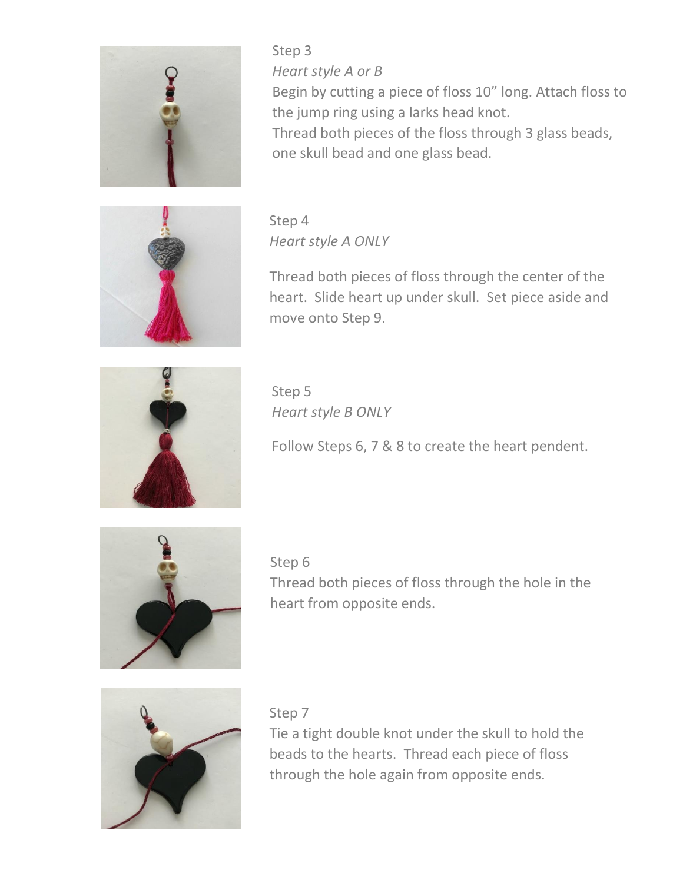Step 3

*Heart style A or B*

Begin by cutting a piece of floss 10” long. Attach floss to the jump ring using a larks head knot.
Thread both pieces of the floss through 3 glass beads, one skull bead and one glass bead.

Step 4

*Heart style A ONLY*

Thread both pieces of floss through the center of the heart. Slide heart up under skull. Set piece aside and move onto Step 9.

Step 5

*Heart style B ONLY*

Follow Steps 6, 7 & 8 to create the heart pendent.

Step 6

Thread both pieces of floss through the hole in the heart from opposite ends.

Step 7

Tie a tight double knot under the skull to hold the beads to the hearts. Thread each piece of floss through the hole again from opposite ends.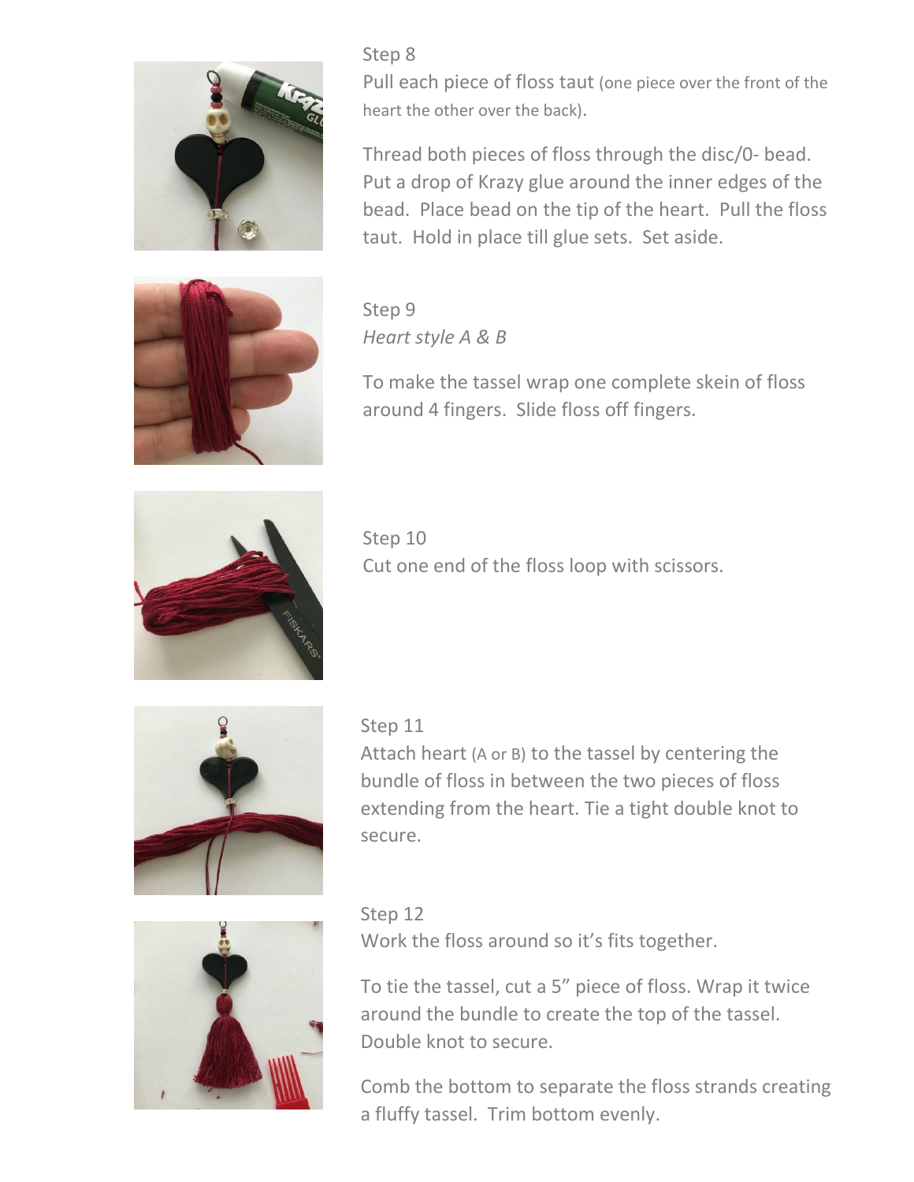Step 8

Pull each piece of floss taut (one piece over the front of the heart the other over the back).

Thread both pieces of floss through the disc/0- bead. Put a drop of Krazy glue around the inner edges of the bead. Place bead on the tip of the heart. Pull the floss taut. Hold in place till glue sets. Set aside.

Step 9

*Heart style A & B*

To make the tassel wrap one complete skein of floss around 4 fingers. Slide floss off fingers.

Step 10

Cut one end of the floss loop with scissors.

Step 11

Attach heart (A or B) to the tassel by centering the bundle of floss in between the two pieces of floss extending from the heart. Tie a tight double knot to secure.

Step 12

Work the floss around so it's fits together.

To tie the tassel, cut a 5" piece of floss. Wrap it twice around the bundle to create the top of the tassel. Double knot to secure.

Comb the bottom to separate the floss strands creating a fluffy tassel. Trim bottom evenly.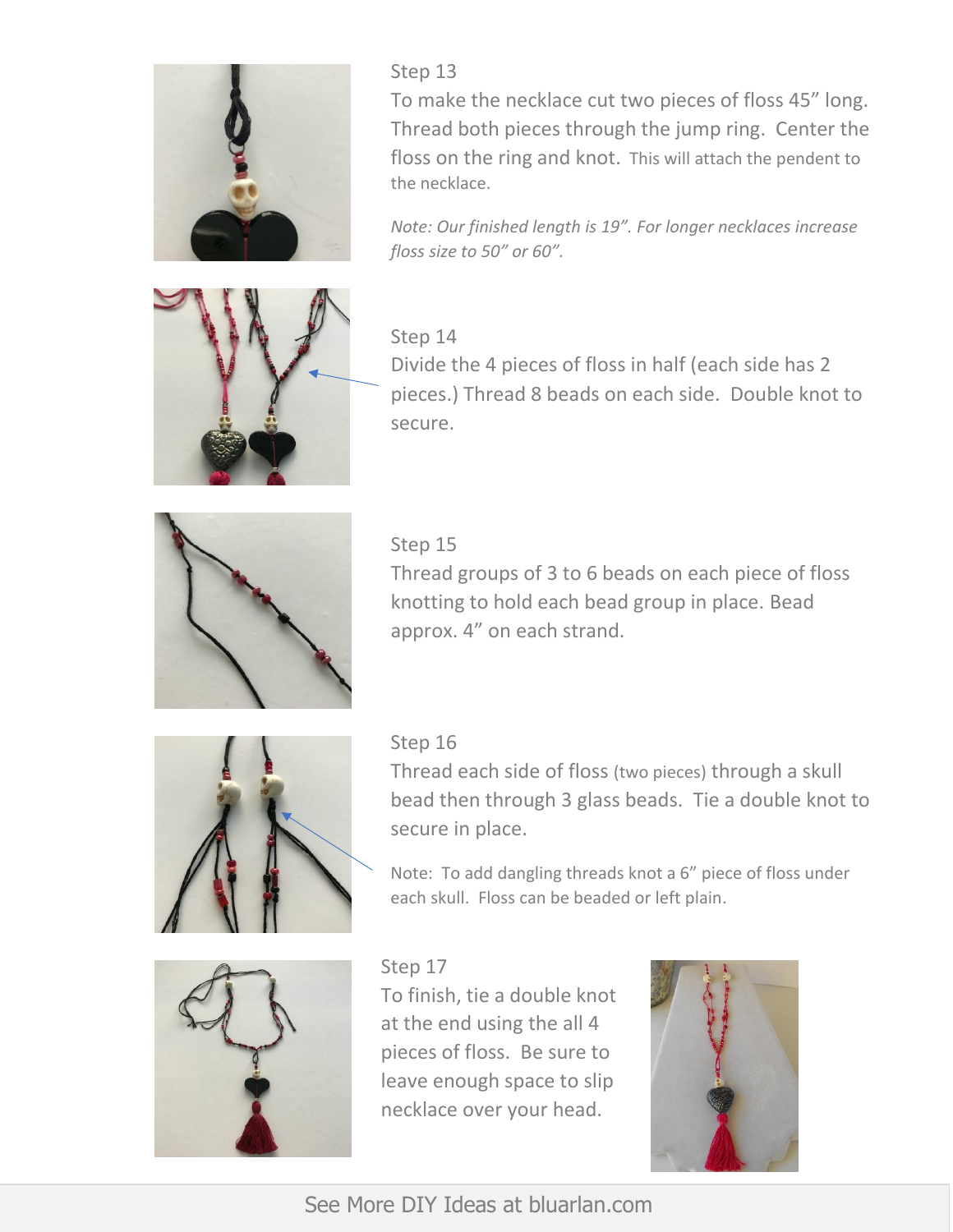Step 13

To make the necklace cut two pieces of floss 45" long. Thread both pieces through the jump ring. Center the floss on the ring and knot. This will attach the pendent to the necklace.

*Note: Our finished length is 19". For longer necklaces increase floss size to 50" or 60".*

Step 14

Divide the 4 pieces of floss in half (each side has 2 pieces.) Thread 8 beads on each side. Double knot to secure.

Step 15

Thread groups of 3 to 6 beads on each piece of floss knotting to hold each bead group in place. Bead approx. 4" on each strand.

Step 16

Thread each side of floss (two pieces) through a skull bead then through 3 glass beads. Tie a double knot to secure in place.

Note: To add dangling threads knot a 6" piece of floss under each skull. Floss can be beaded or left plain.

Step 17

To finish, tie a double knot at the end using the all 4 pieces of floss. Be sure to leave enough space to slip necklace over your head.

See More DIY Ideas at bluarlan.com